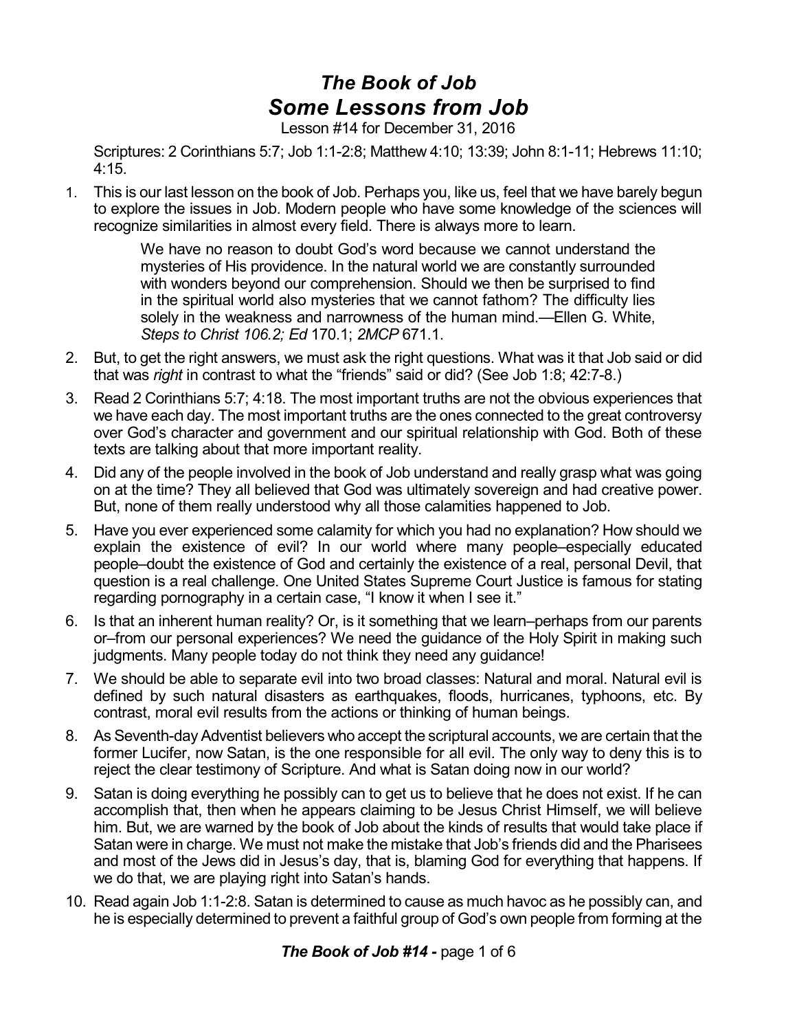# *The Book of Job*
## *Some Lessons from Job*

Lesson #14 for December 31, 2016

Scriptures: 2 Corinthians 5:7; Job 1:1-2:8; Matthew 4:10; 13:39; John 8:1-11; Hebrews 11:10; 4:15.

1. This is our last lesson on the book of Job. Perhaps you, like us, feel that we have barely begun to explore the issues in Job. Modern people who have some knowledge of the sciences will recognize similarities in almost every field. There is always more to learn.

   > We have no reason to doubt God's word because we cannot understand the mysteries of His providence. In the natural world we are constantly surrounded with wonders beyond our comprehension. Should we then be surprised to find in the spiritual world also mysteries that we cannot fathom? The difficulty lies solely in the weakness and narrowness of the human mind.—Ellen G. White, *Steps to Christ 106.2; Ed* 170.1; *2MCP* 671.1.

2. But, to get the right answers, we must ask the right questions. What was it that Job said or did that was *right* in contrast to what the "friends" said or did? (See Job 1:8; 42:7-8.)
3. Read 2 Corinthians 5:7; 4:18. The most important truths are not the obvious experiences that we have each day. The most important truths are the ones connected to the great controversy over God's character and government and our spiritual relationship with God. Both of these texts are talking about that more important reality.
4. Did any of the people involved in the book of Job understand and really grasp what was going on at the time? They all believed that God was ultimately sovereign and had creative power. But, none of them really understood why all those calamities happened to Job.
5. Have you ever experienced some calamity for which you had no explanation? How should we explain the existence of evil? In our world where many people–especially educated people–doubt the existence of God and certainly the existence of a real, personal Devil, that question is a real challenge. One United States Supreme Court Justice is famous for stating regarding pornography in a certain case, "I know it when I see it."
6. Is that an inherent human reality? Or, is it something that we learn–perhaps from our parents or–from our personal experiences? We need the guidance of the Holy Spirit in making such judgments. Many people today do not think they need any guidance!
7. We should be able to separate evil into two broad classes: Natural and moral. Natural evil is defined by such natural disasters as earthquakes, floods, hurricanes, typhoons, etc. By contrast, moral evil results from the actions or thinking of human beings.
8. As Seventh-day Adventist believers who accept the scriptural accounts, we are certain that the former Lucifer, now Satan, is the one responsible for all evil. The only way to deny this is to reject the clear testimony of Scripture. And what is Satan doing now in our world?
9. Satan is doing everything he possibly can to get us to believe that he does not exist. If he can accomplish that, then when he appears claiming to be Jesus Christ Himself, we will believe him. But, we are warned by the book of Job about the kinds of results that would take place if Satan were in charge. We must not make the mistake that Job's friends did and the Pharisees and most of the Jews did in Jesus's day, that is, blaming God for everything that happens. If we do that, we are playing right into Satan's hands.
10. Read again Job 1:1-2:8. Satan is determined to cause as much havoc as he possibly can, and he is especially determined to prevent a faithful group of God's own people from forming at the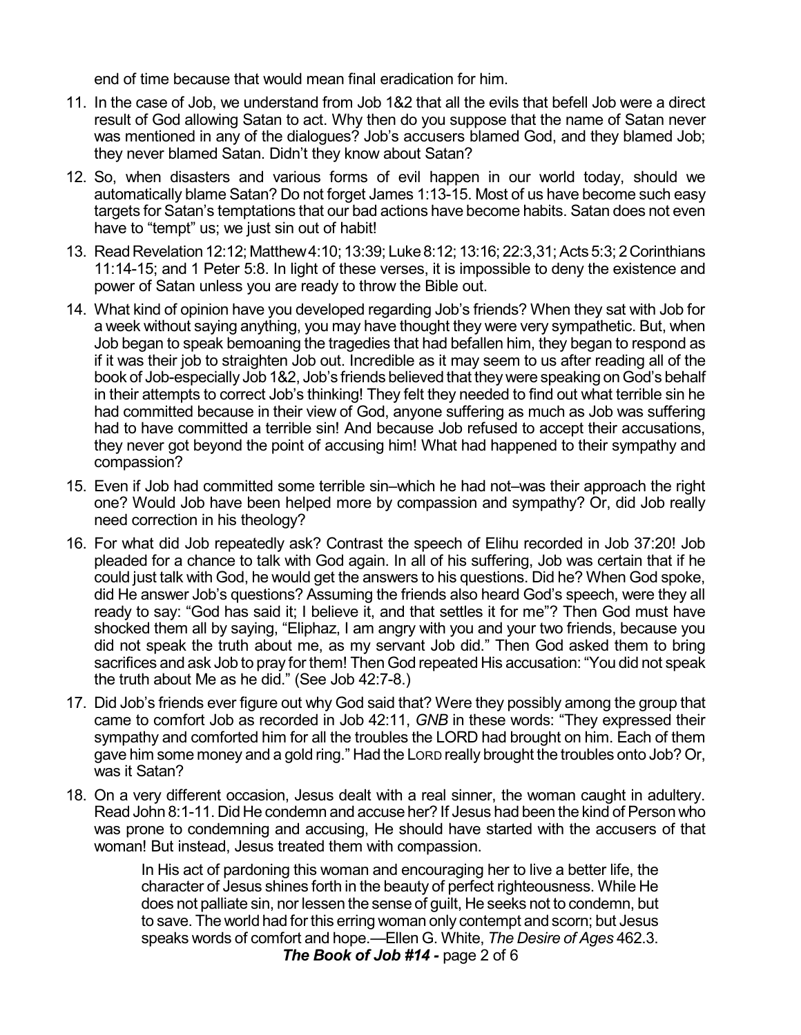end of time because that would mean final eradication for him.

11. In the case of Job, we understand from Job 1&2 that all the evils that befell Job were a direct result of God allowing Satan to act. Why then do you suppose that the name of Satan never was mentioned in any of the dialogues? Job's accusers blamed God, and they blamed Job; they never blamed Satan. Didn't they know about Satan?
12. So, when disasters and various forms of evil happen in our world today, should we automatically blame Satan? Do not forget James 1:13-15. Most of us have become such easy targets for Satan's temptations that our bad actions have become habits. Satan does not even have to "tempt" us; we just sin out of habit!
13. Read Revelation 12:12; Matthew 4:10; 13:39; Luke 8:12; 13:16; 22:3,31; Acts 5:3; 2 Corinthians 11:14-15; and 1 Peter 5:8. In light of these verses, it is impossible to deny the existence and power of Satan unless you are ready to throw the Bible out.
14. What kind of opinion have you developed regarding Job's friends? When they sat with Job for a week without saying anything, you may have thought they were very sympathetic. But, when Job began to speak bemoaning the tragedies that had befallen him, they began to respond as if it was their job to straighten Job out. Incredible as it may seem to us after reading all of the book of Job-especially Job 1&2, Job's friends believed that they were speaking on God's behalf in their attempts to correct Job's thinking! They felt they needed to find out what terrible sin he had committed because in their view of God, anyone suffering as much as Job was suffering had to have committed a terrible sin! And because Job refused to accept their accusations, they never got beyond the point of accusing him! What had happened to their sympathy and compassion?
15. Even if Job had committed some terrible sin–which he had not–was their approach the right one? Would Job have been helped more by compassion and sympathy? Or, did Job really need correction in his theology?
16. For what did Job repeatedly ask? Contrast the speech of Elihu recorded in Job 37:20! Job pleaded for a chance to talk with God again. In all of his suffering, Job was certain that if he could just talk with God, he would get the answers to his questions. Did he? When God spoke, did He answer Job's questions? Assuming the friends also heard God's speech, were they all ready to say: "God has said it; I believe it, and that settles it for me"? Then God must have shocked them all by saying, "Eliphaz, I am angry with you and your two friends, because you did not speak the truth about me, as my servant Job did." Then God asked them to bring sacrifices and ask Job to pray for them! Then God repeated His accusation: "You did not speak the truth about Me as he did." (See Job 42:7-8.)
17. Did Job's friends ever figure out why God said that? Were they possibly among the group that came to comfort Job as recorded in Job 42:11, *GNB* in these words: "They expressed their sympathy and comforted him for all the troubles the LORD had brought on him. Each of them gave him some money and a gold ring." Had the LORD really brought the troubles onto Job? Or, was it Satan?
18. On a very different occasion, Jesus dealt with a real sinner, the woman caught in adultery. Read John 8:1-11. Did He condemn and accuse her? If Jesus had been the kind of Person who was prone to condemning and accusing, He should have started with the accusers of that woman! But instead, Jesus treated them with compassion.

   > In His act of pardoning this woman and encouraging her to live a better life, the character of Jesus shines forth in the beauty of perfect righteousness. While He does not palliate sin, nor lessen the sense of guilt, He seeks not to condemn, but to save. The world had for this erring woman only contempt and scorn; but Jesus speaks words of comfort and hope.—Ellen G. White, *The Desire of Ages* 462.3.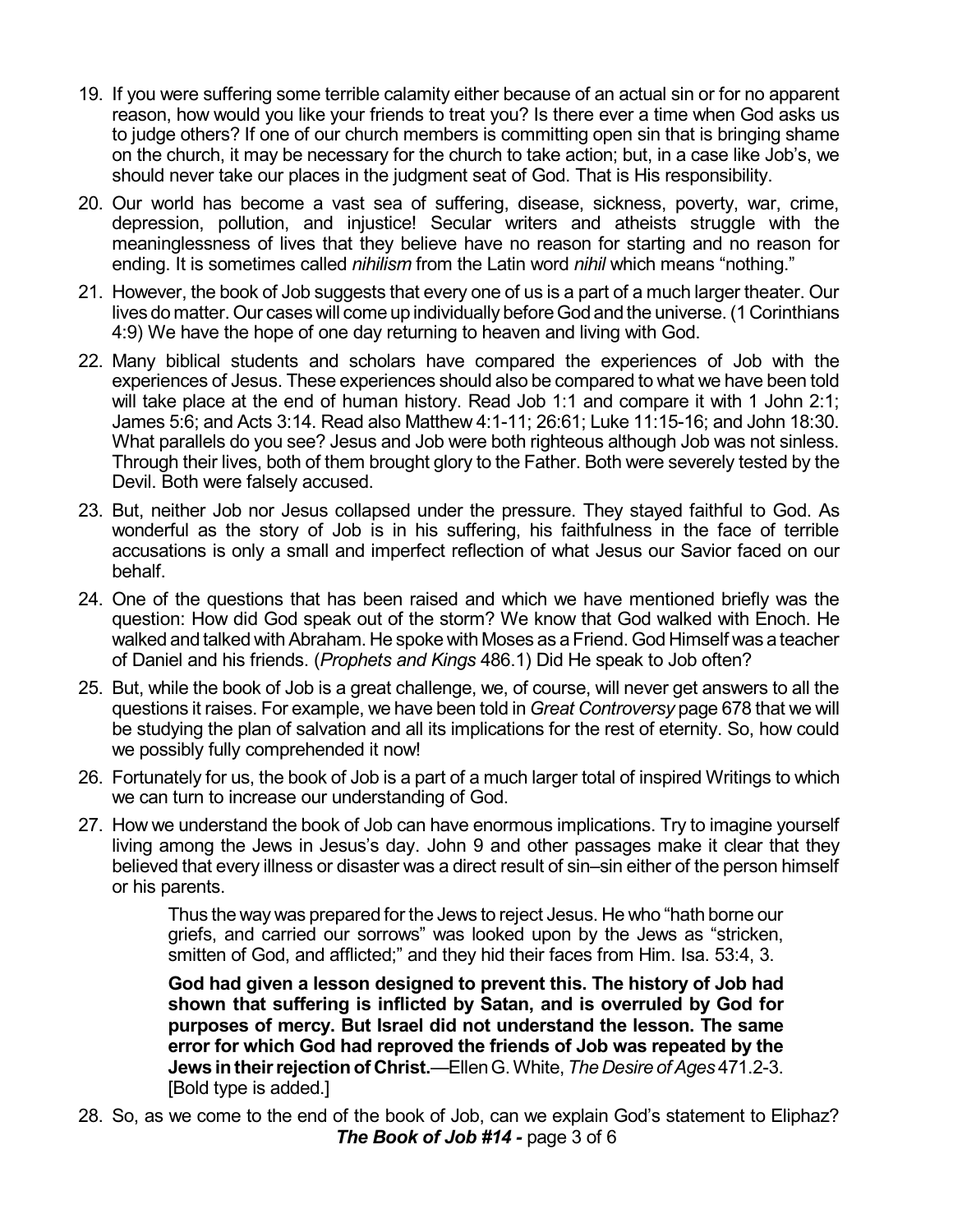19. If you were suffering some terrible calamity either because of an actual sin or for no apparent reason, how would you like your friends to treat you? Is there ever a time when God asks us to judge others? If one of our church members is committing open sin that is bringing shame on the church, it may be necessary for the church to take action; but, in a case like Job's, we should never take our places in the judgment seat of God. That is His responsibility.

20. Our world has become a vast sea of suffering, disease, sickness, poverty, war, crime, depression, pollution, and injustice! Secular writers and atheists struggle with the meaninglessness of lives that they believe have no reason for starting and no reason for ending. It is sometimes called *nihilism* from the Latin word *nihil* which means "nothing."

21. However, the book of Job suggests that every one of us is a part of a much larger theater. Our lives do matter. Our cases will come up individually before God and the universe. (1 Corinthians 4:9) We have the hope of one day returning to heaven and living with God.

22. Many biblical students and scholars have compared the experiences of Job with the experiences of Jesus. These experiences should also be compared to what we have been told will take place at the end of human history. Read Job 1:1 and compare it with 1 John 2:1; James 5:6; and Acts 3:14. Read also Matthew 4:1-11; 26:61; Luke 11:15-16; and John 18:30. What parallels do you see? Jesus and Job were both righteous although Job was not sinless. Through their lives, both of them brought glory to the Father. Both were severely tested by the Devil. Both were falsely accused.

23. But, neither Job nor Jesus collapsed under the pressure. They stayed faithful to God. As wonderful as the story of Job is in his suffering, his faithfulness in the face of terrible accusations is only a small and imperfect reflection of what Jesus our Savior faced on our behalf.

24. One of the questions that has been raised and which we have mentioned briefly was the question: How did God speak out of the storm? We know that God walked with Enoch. He walked and talked with Abraham. He spoke with Moses as a Friend. God Himself was a teacher of Daniel and his friends. (*Prophets and Kings* 486.1) Did He speak to Job often?

25. But, while the book of Job is a great challenge, we, of course, will never get answers to all the questions it raises. For example, we have been told in *Great Controversy* page 678 that we will be studying the plan of salvation and all its implications for the rest of eternity. So, how could we possibly fully comprehended it now!

26. Fortunately for us, the book of Job is a part of a much larger total of inspired Writings to which we can turn to increase our understanding of God.

27. How we understand the book of Job can have enormous implications. Try to imagine yourself living among the Jews in Jesus's day. John 9 and other passages make it clear that they believed that every illness or disaster was a direct result of sin–sin either of the person himself or his parents.

> Thus the way was prepared for the Jews to reject Jesus. He who "hath borne our griefs, and carried our sorrows" was looked upon by the Jews as "stricken, smitten of God, and afflicted;" and they hid their faces from Him. Isa. 53:4, 3.
>
> **God had given a lesson designed to prevent this. The history of Job had shown that suffering is inflicted by Satan, and is overruled by God for purposes of mercy. But Israel did not understand the lesson. The same error for which God had reproved the friends of Job was repeated by the Jews in their rejection of Christ.**—Ellen G. White, *The Desire of Ages* 471.2-3. [Bold type is added.]

28. So, as we come to the end of the book of Job, can we explain God's statement to Eliphaz?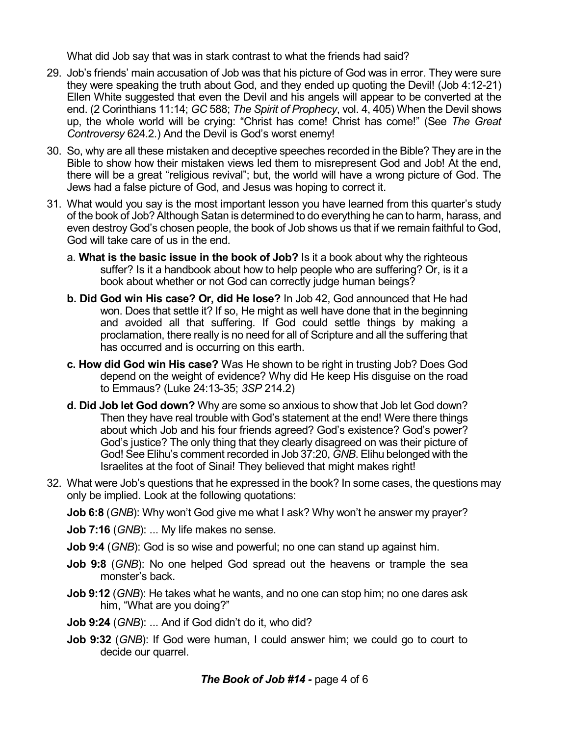What did Job say that was in stark contrast to what the friends had said?

29. Job's friends' main accusation of Job was that his picture of God was in error. They were sure they were speaking the truth about God, and they ended up quoting the Devil! (Job 4:12-21) Ellen White suggested that even the Devil and his angels will appear to be converted at the end. (2 Corinthians 11:14; *GC* 588; *The Spirit of Prophecy*, vol. 4, 405) When the Devil shows up, the whole world will be crying: "Christ has come! Christ has come!" (See *The Great Controversy* 624.2.) And the Devil is God's worst enemy!

30. So, why are all these mistaken and deceptive speeches recorded in the Bible? They are in the Bible to show how their mistaken views led them to misrepresent God and Job! At the end, there will be a great "religious revival"; but, the world will have a wrong picture of God. The Jews had a false picture of God, and Jesus was hoping to correct it.

31. What would you say is the most important lesson you have learned from this quarter's study of the book of Job? Although Satan is determined to do everything he can to harm, harass, and even destroy God's chosen people, the book of Job shows us that if we remain faithful to God, God will take care of us in the end.

    a. **What is the basic issue in the book of Job?** Is it a book about why the righteous suffer? Is it a handbook about how to help people who are suffering? Or, is it a book about whether or not God can correctly judge human beings?

    **b. Did God win His case? Or, did He lose?** In Job 42, God announced that He had won. Does that settle it? If so, He might as well have done that in the beginning and avoided all that suffering. If God could settle things by making a proclamation, there really is no need for all of Scripture and all the suffering that has occurred and is occurring on this earth.

    **c. How did God win His case?** Was He shown to be right in trusting Job? Does God depend on the weight of evidence? Why did He keep His disguise on the road to Emmaus? (Luke 24:13-35; *3SP* 214.2)

    **d. Did Job let God down?** Why are some so anxious to show that Job let God down? Then they have real trouble with God's statement at the end! Were there things about which Job and his four friends agreed? God's existence? God's power? God's justice? The only thing that they clearly disagreed on was their picture of God! See Elihu's comment recorded in Job 37:20, *GNB*. Elihu belonged with the Israelites at the foot of Sinai! They believed that might makes right!

32. What were Job's questions that he expressed in the book? In some cases, the questions may only be implied. Look at the following quotations:

    **Job 6:8** (*GNB*): Why won't God give me what I ask? Why won't he answer my prayer?

    **Job 7:16** (*GNB*): ... My life makes no sense.

    **Job 9:4** (*GNB*): God is so wise and powerful; no one can stand up against him.

    **Job 9:8** (*GNB*): No one helped God spread out the heavens or trample the sea monster's back.

    **Job 9:12** (*GNB*): He takes what he wants, and no one can stop him; no one dares ask him, "What are you doing?"

    **Job 9:24** (*GNB*): ... And if God didn't do it, who did?

    **Job 9:32** (*GNB*): If God were human, I could answer him; we could go to court to decide our quarrel.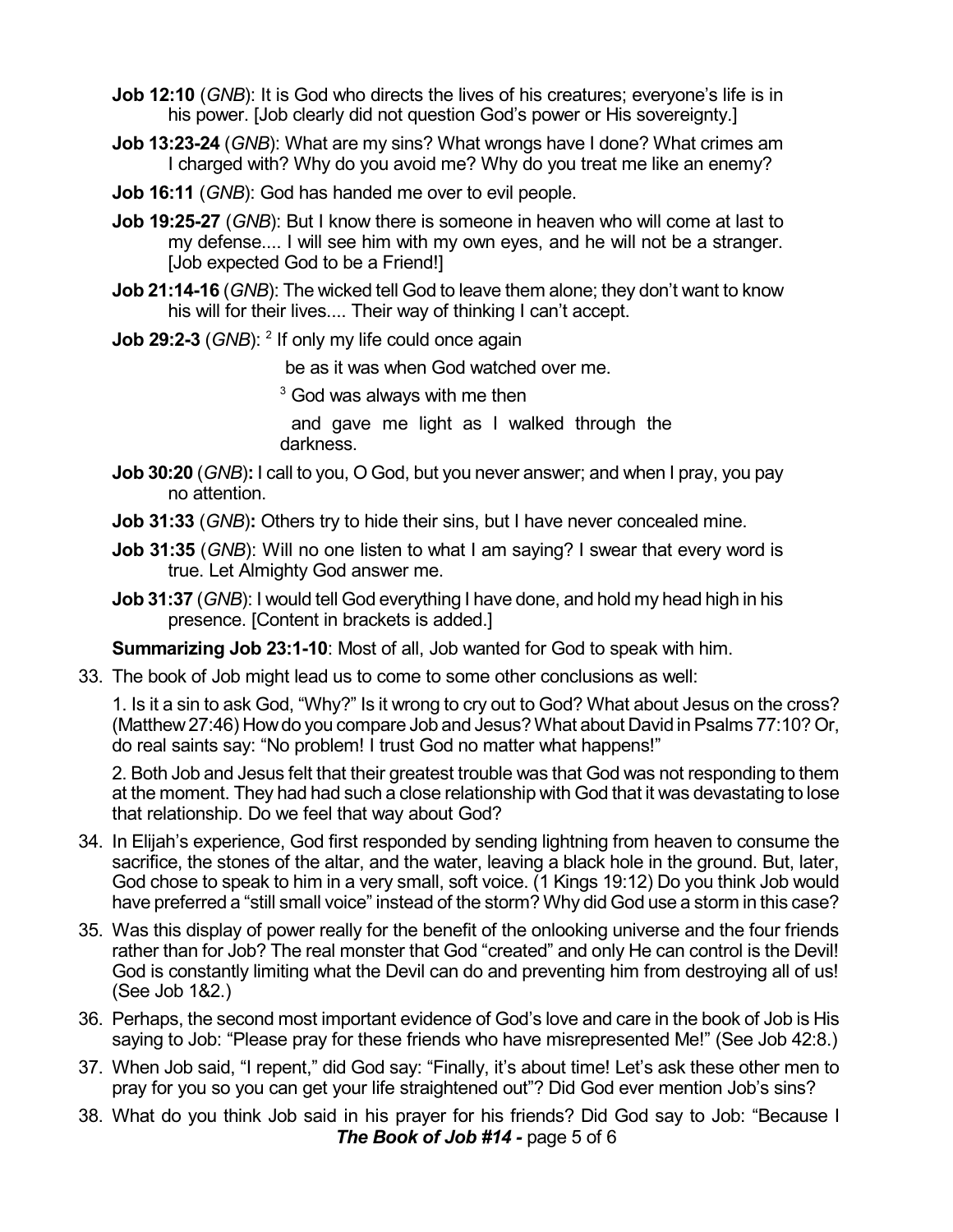**Job 12:10** (*GNB*): It is God who directs the lives of his creatures; everyone's life is in his power. [Job clearly did not question God's power or His sovereignty.]

**Job 13:23-24** (*GNB*): What are my sins? What wrongs have I done? What crimes am I charged with? Why do you avoid me? Why do you treat me like an enemy?

**Job 16:11** (*GNB*): God has handed me over to evil people.

**Job 19:25-27** (*GNB*): But I know there is someone in heaven who will come at last to my defense.... I will see him with my own eyes, and he will not be a stranger. [Job expected God to be a Friend!]

**Job 21:14-16** (*GNB*): The wicked tell God to leave them alone; they don't want to know his will for their lives.... Their way of thinking I can't accept.

**Job 29:2-3** (*GNB*): [2] If only my life could once again
be as it was when God watched over me.
[3] God was always with me then
and gave me light as I walked through the darkness.

**Job 30:20** (*GNB*)**:** I call to you, O God, but you never answer; and when I pray, you pay no attention.

**Job 31:33** (*GNB*)**:** Others try to hide their sins, but I have never concealed mine.

**Job 31:35** (*GNB*): Will no one listen to what I am saying? I swear that every word is true. Let Almighty God answer me.

**Job 31:37** (*GNB*): I would tell God everything I have done, and hold my head high in his presence. [Content in brackets is added.]

**Summarizing Job 23:1-10**: Most of all, Job wanted for God to speak with him.

33. The book of Job might lead us to come to some other conclusions as well:

    1. Is it a sin to ask God, "Why?" Is it wrong to cry out to God? What about Jesus on the cross? (Matthew 27:46) How do you compare Job and Jesus? What about David in Psalms 77:10? Or, do real saints say: "No problem! I trust God no matter what happens!"

    2. Both Job and Jesus felt that their greatest trouble was that God was not responding to them at the moment. They had had such a close relationship with God that it was devastating to lose that relationship. Do we feel that way about God?

34. In Elijah's experience, God first responded by sending lightning from heaven to consume the sacrifice, the stones of the altar, and the water, leaving a black hole in the ground. But, later, God chose to speak to him in a very small, soft voice. (1 Kings 19:12) Do you think Job would have preferred a "still small voice" instead of the storm? Why did God use a storm in this case?

35. Was this display of power really for the benefit of the onlooking universe and the four friends rather than for Job? The real monster that God "created" and only He can control is the Devil! God is constantly limiting what the Devil can do and preventing him from destroying all of us! (See Job 1&2.)

36. Perhaps, the second most important evidence of God's love and care in the book of Job is His saying to Job: "Please pray for these friends who have misrepresented Me!" (See Job 42:8.)

37. When Job said, "I repent," did God say: "Finally, it's about time! Let's ask these other men to pray for you so you can get your life straightened out"? Did God ever mention Job's sins?

38. What do you think Job said in his prayer for his friends? Did God say to Job: "Because I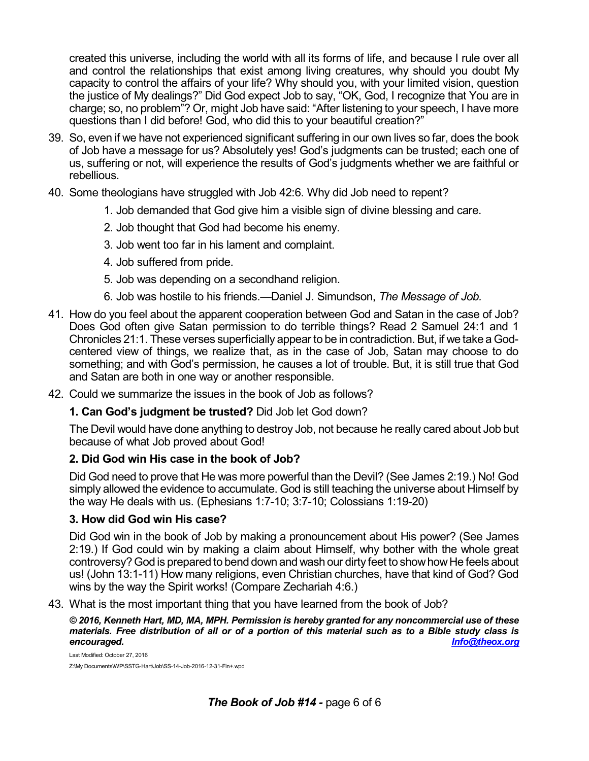created this universe, including the world with all its forms of life, and because I rule over all and control the relationships that exist among living creatures, why should you doubt My capacity to control the affairs of your life? Why should you, with your limited vision, question the justice of My dealings?" Did God expect Job to say, "OK, God, I recognize that You are in charge; so, no problem"? Or, might Job have said: "After listening to your speech, I have more questions than I did before! God, who did this to your beautiful creation?"

39. So, even if we have not experienced significant suffering in our own lives so far, does the book of Job have a message for us? Absolutely yes! God's judgments can be trusted; each one of us, suffering or not, will experience the results of God's judgments whether we are faithful or rebellious.

40. Some theologians have struggled with Job 42:6. Why did Job need to repent?

    1. Job demanded that God give him a visible sign of divine blessing and care.
    2. Job thought that God had become his enemy.
    3. Job went too far in his lament and complaint.
    4. Job suffered from pride.
    5. Job was depending on a secondhand religion.
    6. Job was hostile to his friends.—Daniel J. Simundson, *The Message of Job.*

41. How do you feel about the apparent cooperation between God and Satan in the case of Job? Does God often give Satan permission to do terrible things? Read 2 Samuel 24:1 and 1 Chronicles 21:1. These verses superficially appear to be in contradiction. But, if we take a God-centered view of things, we realize that, as in the case of Job, Satan may choose to do something; and with God's permission, he causes a lot of trouble. But, it is still true that God and Satan are both in one way or another responsible.

42. Could we summarize the issues in the book of Job as follows?

    **1. Can God's judgment be trusted?** Did Job let God down?

    The Devil would have done anything to destroy Job, not because he really cared about Job but because of what Job proved about God!

    **2. Did God win His case in the book of Job?**

    Did God need to prove that He was more powerful than the Devil? (See James 2:19.) No! God simply allowed the evidence to accumulate. God is still teaching the universe about Himself by the way He deals with us. (Ephesians 1:7-10; 3:7-10; Colossians 1:19-20)

    **3. How did God win His case?**

    Did God win in the book of Job by making a pronouncement about His power? (See James 2:19.) If God could win by making a claim about Himself, why bother with the whole great controversy? God is prepared to bend down and wash our dirty feet to show how He feels about us! (John 13:1-11) How many religions, even Christian churches, have that kind of God? God wins by the way the Spirit works! (Compare Zechariah 4:6.)

43. What is the most important thing that you have learned from the book of Job?

***© 2016, Kenneth Hart, MD, MA, MPH. Permission is hereby granted for any noncommercial use of these materials. Free distribution of all or of a portion of this material such as to a Bible study class is encouraged.*** ***Info@theox.org***

Last Modified: October 27, 2016

Z:\My Documents\WP\SSTG-Hart\Job\SS-14-Job-2016-12-31-Fin+.wpd